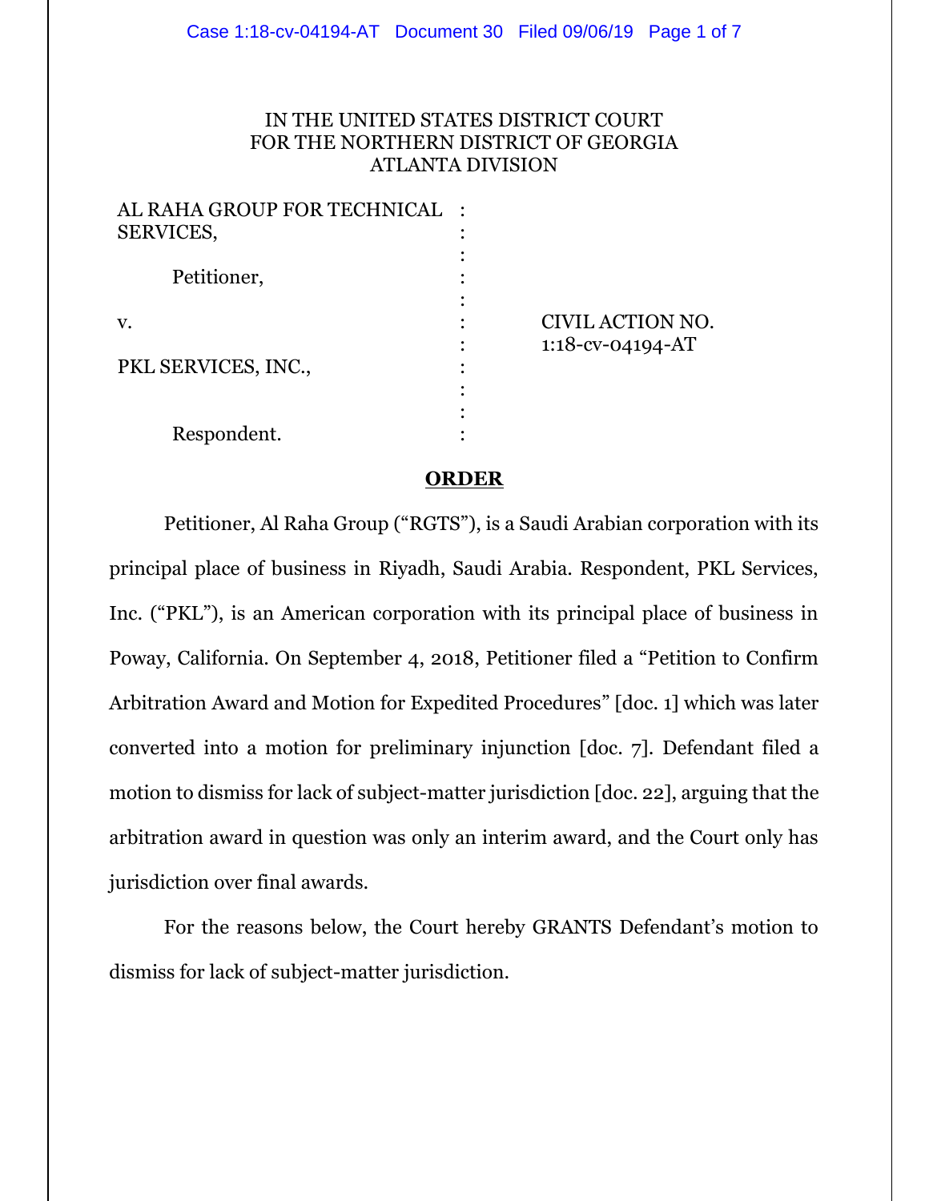IN THE UNITED STATES DISTRICT COURT
FOR THE NORTHERN DISTRICT OF GEORGIA
ATLANTA DIVISION

AL RAHA GROUP FOR TECHNICAL SERVICES,

Petitioner,

v.

PKL SERVICES, INC.,

Respondent.

CIVIL ACTION NO. 1:18-cv-04194-AT

## ORDER

Petitioner, Al Raha Group ("RGTS"), is a Saudi Arabian corporation with its principal place of business in Riyadh, Saudi Arabia. Respondent, PKL Services, Inc. ("PKL"), is an American corporation with its principal place of business in Poway, California. On September 4, 2018, Petitioner filed a "Petition to Confirm Arbitration Award and Motion for Expedited Procedures" [doc. 1] which was later converted into a motion for preliminary injunction [doc. 7]. Defendant filed a motion to dismiss for lack of subject-matter jurisdiction [doc. 22], arguing that the arbitration award in question was only an interim award, and the Court only has jurisdiction over final awards.

For the reasons below, the Court hereby GRANTS Defendant's motion to dismiss for lack of subject-matter jurisdiction.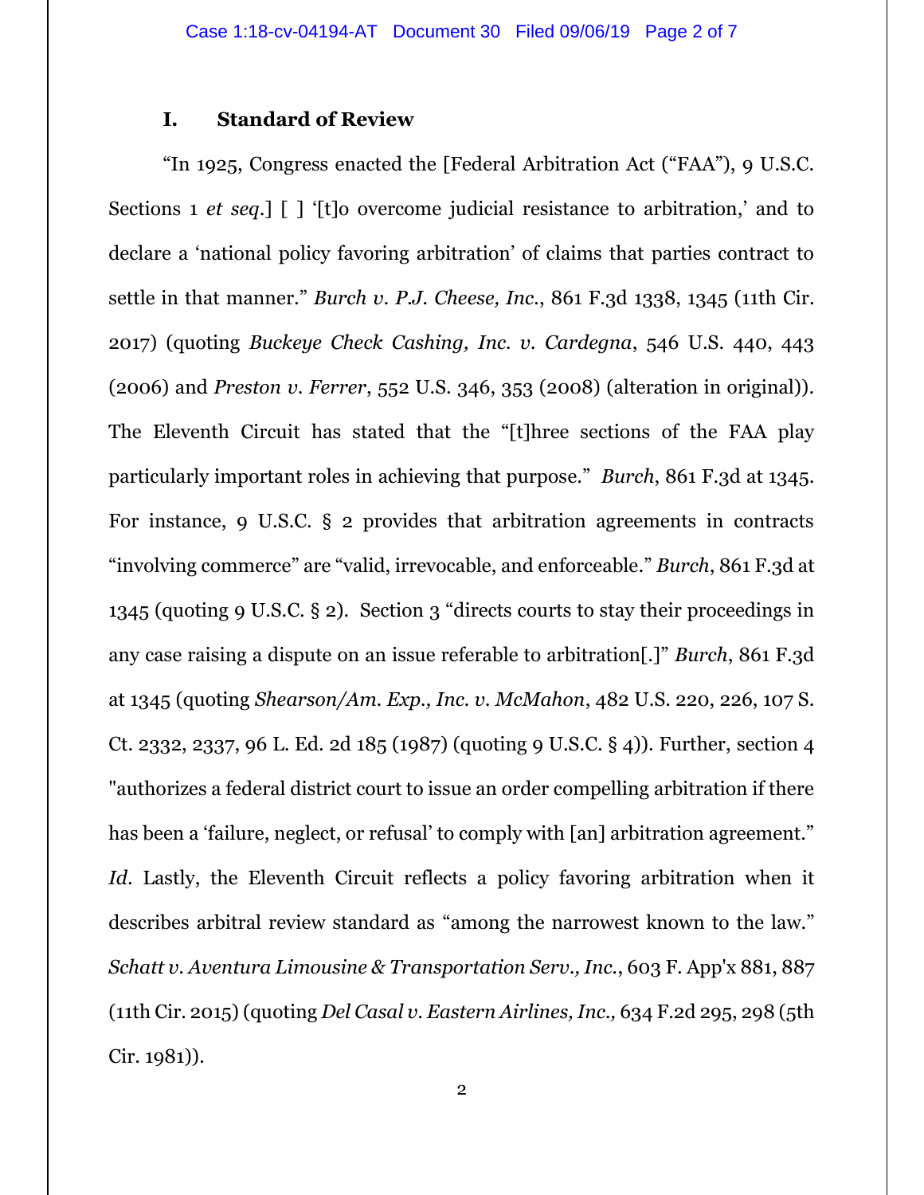## I. Standard of Review

"In 1925, Congress enacted the [Federal Arbitration Act ("FAA"), 9 U.S.C. Sections 1 *et seq*.] [ ] '[t]o overcome judicial resistance to arbitration,' and to declare a 'national policy favoring arbitration' of claims that parties contract to settle in that manner." *Burch v. P.J. Cheese, Inc.*, 861 F.3d 1338, 1345 (11th Cir. 2017) (quoting *Buckeye Check Cashing, Inc. v. Cardegna*, 546 U.S. 440, 443 (2006) and *Preston v. Ferrer*, 552 U.S. 346, 353 (2008) (alteration in original)). The Eleventh Circuit has stated that the "[t]hree sections of the FAA play particularly important roles in achieving that purpose." *Burch*, 861 F.3d at 1345. For instance, 9 U.S.C. § 2 provides that arbitration agreements in contracts "involving commerce" are "valid, irrevocable, and enforceable." *Burch*, 861 F.3d at 1345 (quoting 9 U.S.C. § 2). Section 3 "directs courts to stay their proceedings in any case raising a dispute on an issue referable to arbitration[.]" *Burch*, 861 F.3d at 1345 (quoting *Shearson/Am. Exp., Inc. v. McMahon*, 482 U.S. 220, 226, 107 S. Ct. 2332, 2337, 96 L. Ed. 2d 185 (1987) (quoting 9 U.S.C. § 4)). Further, section 4 "authorizes a federal district court to issue an order compelling arbitration if there has been a 'failure, neglect, or refusal' to comply with [an] arbitration agreement." *Id*. Lastly, the Eleventh Circuit reflects a policy favoring arbitration when it describes arbitral review standard as "among the narrowest known to the law." *Schatt v. Aventura Limousine & Transportation Serv., Inc.*, 603 F. App'x 881, 887 (11th Cir. 2015) (quoting *Del Casal v. Eastern Airlines, Inc.,* 634 F.2d 295, 298 (5th Cir. 1981)).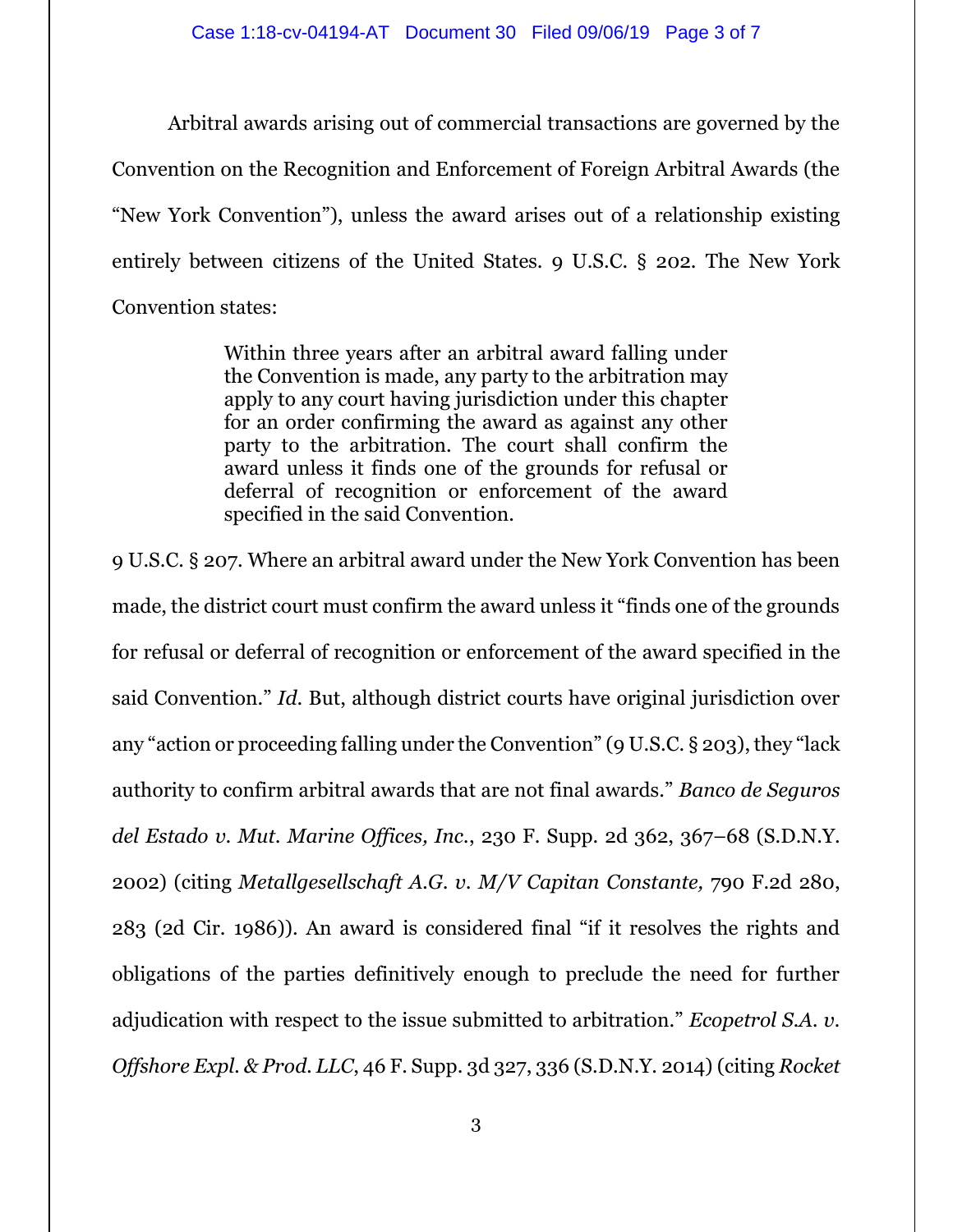Arbitral awards arising out of commercial transactions are governed by the Convention on the Recognition and Enforcement of Foreign Arbitral Awards (the "New York Convention"), unless the award arises out of a relationship existing entirely between citizens of the United States. 9 U.S.C. § 202. The New York Convention states:

> Within three years after an arbitral award falling under the Convention is made, any party to the arbitration may apply to any court having jurisdiction under this chapter for an order confirming the award as against any other party to the arbitration. The court shall confirm the award unless it finds one of the grounds for refusal or deferral of recognition or enforcement of the award specified in the said Convention.

9 U.S.C. § 207. Where an arbitral award under the New York Convention has been made, the district court must confirm the award unless it "finds one of the grounds for refusal or deferral of recognition or enforcement of the award specified in the said Convention." *Id.* But, although district courts have original jurisdiction over any "action or proceeding falling under the Convention" (9 U.S.C. § 203), they "lack authority to confirm arbitral awards that are not final awards." *Banco de Seguros del Estado v. Mut. Marine Offices, Inc.*, 230 F. Supp. 2d 362, 367–68 (S.D.N.Y. 2002) (citing *Metallgesellschaft A.G. v. M/V Capitan Constante,* 790 F.2d 280, 283 (2d Cir. 1986)). An award is considered final "if it resolves the rights and obligations of the parties definitively enough to preclude the need for further adjudication with respect to the issue submitted to arbitration." *Ecopetrol S.A. v. Offshore Expl. & Prod. LLC*, 46 F. Supp. 3d 327, 336 (S.D.N.Y. 2014) (citing *Rocket*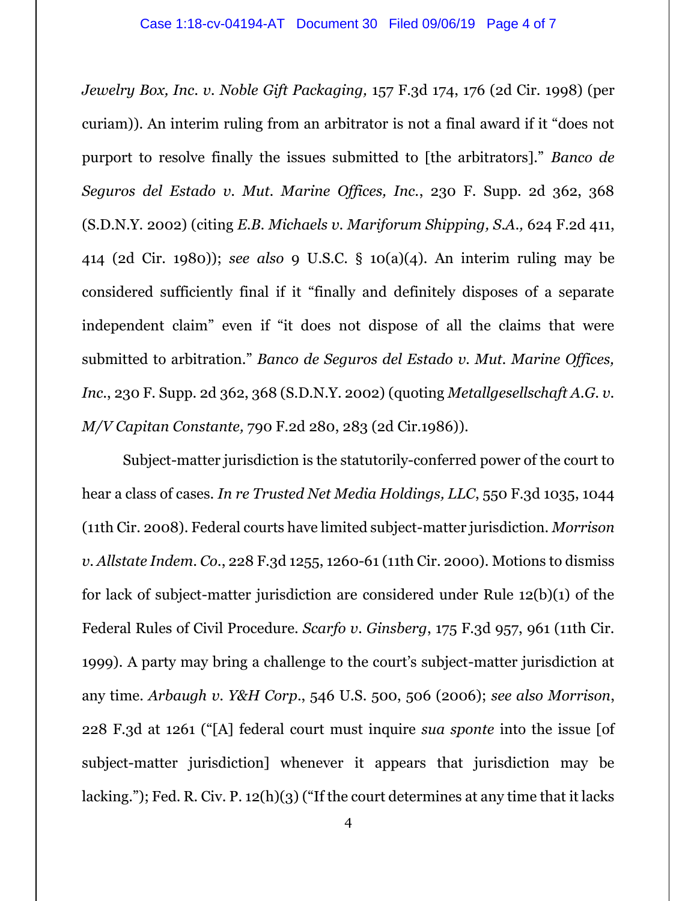*Jewelry Box, Inc. v. Noble Gift Packaging,* 157 F.3d 174, 176 (2d Cir. 1998) (per curiam)). An interim ruling from an arbitrator is not a final award if it "does not purport to resolve finally the issues submitted to [the arbitrators]." *Banco de Seguros del Estado v. Mut. Marine Offices, Inc.*, 230 F. Supp. 2d 362, 368 (S.D.N.Y. 2002) (citing *E.B. Michaels v. Mariforum Shipping, S.A.,* 624 F.2d 411, 414 (2d Cir. 1980)); *see also* 9 U.S.C. § 10(a)(4). An interim ruling may be considered sufficiently final if it "finally and definitely disposes of a separate independent claim" even if "it does not dispose of all the claims that were submitted to arbitration." *Banco de Seguros del Estado v. Mut. Marine Offices, Inc.*, 230 F. Supp. 2d 362, 368 (S.D.N.Y. 2002) (quoting *Metallgesellschaft A.G. v. M/V Capitan Constante,* 790 F.2d 280, 283 (2d Cir.1986)).

Subject-matter jurisdiction is the statutorily-conferred power of the court to hear a class of cases. *In re Trusted Net Media Holdings, LLC*, 550 F.3d 1035, 1044 (11th Cir. 2008). Federal courts have limited subject-matter jurisdiction. *Morrison v. Allstate Indem. Co.*, 228 F.3d 1255, 1260-61 (11th Cir. 2000). Motions to dismiss for lack of subject-matter jurisdiction are considered under Rule 12(b)(1) of the Federal Rules of Civil Procedure. *Scarfo v. Ginsberg*, 175 F.3d 957, 961 (11th Cir. 1999). A party may bring a challenge to the court's subject-matter jurisdiction at any time. *Arbaugh v. Y&H Corp.*, 546 U.S. 500, 506 (2006); *see also Morrison*, 228 F.3d at 1261 ("[A] federal court must inquire *sua sponte* into the issue [of subject-matter jurisdiction] whenever it appears that jurisdiction may be lacking."); Fed. R. Civ. P. 12(h)(3) ("If the court determines at any time that it lacks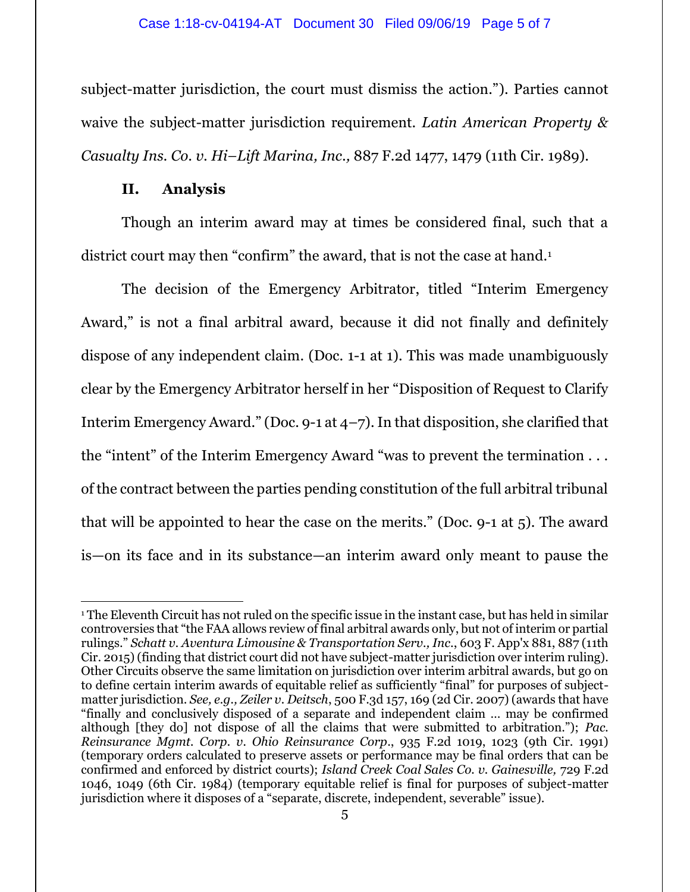subject-matter jurisdiction, the court must dismiss the action."). Parties cannot waive the subject-matter jurisdiction requirement. *Latin American Property & Casualty Ins. Co. v. Hi–Lift Marina, Inc.,* 887 F.2d 1477, 1479 (11th Cir. 1989).

## II. Analysis

Though an interim award may at times be considered final, such that a district court may then "confirm" the award, that is not the case at hand.[1]

The decision of the Emergency Arbitrator, titled "Interim Emergency Award," is not a final arbitral award, because it did not finally and definitely dispose of any independent claim. (Doc. 1-1 at 1). This was made unambiguously clear by the Emergency Arbitrator herself in her "Disposition of Request to Clarify Interim Emergency Award." (Doc. 9-1 at 4–7). In that disposition, she clarified that the "intent" of the Interim Emergency Award "was to prevent the termination . . . of the contract between the parties pending constitution of the full arbitral tribunal that will be appointed to hear the case on the merits." (Doc. 9-1 at 5). The award is—on its face and in its substance—an interim award only meant to pause the

---

[1] The Eleventh Circuit has not ruled on the specific issue in the instant case, but has held in similar controversies that "the FAA allows review of final arbitral awards only, but not of interim or partial rulings." *Schatt v. Aventura Limousine & Transportation Serv., Inc.*, 603 F. App'x 881, 887 (11th Cir. 2015) (finding that district court did not have subject-matter jurisdiction over interim ruling). Other Circuits observe the same limitation on jurisdiction over interim arbitral awards, but go on to define certain interim awards of equitable relief as sufficiently "final" for purposes of subject-matter jurisdiction. *See, e.g., Zeiler v. Deitsch*, 500 F.3d 157, 169 (2d Cir. 2007) (awards that have "finally and conclusively disposed of a separate and independent claim … may be confirmed although [they do] not dispose of all the claims that were submitted to arbitration."); *Pac. Reinsurance Mgmt. Corp. v. Ohio Reinsurance Corp.*, 935 F.2d 1019, 1023 (9th Cir. 1991) (temporary orders calculated to preserve assets or performance may be final orders that can be confirmed and enforced by district courts); *Island Creek Coal Sales Co. v. Gainesville,* 729 F.2d 1046, 1049 (6th Cir. 1984) (temporary equitable relief is final for purposes of subject-matter jurisdiction where it disposes of a "separate, discrete, independent, severable" issue).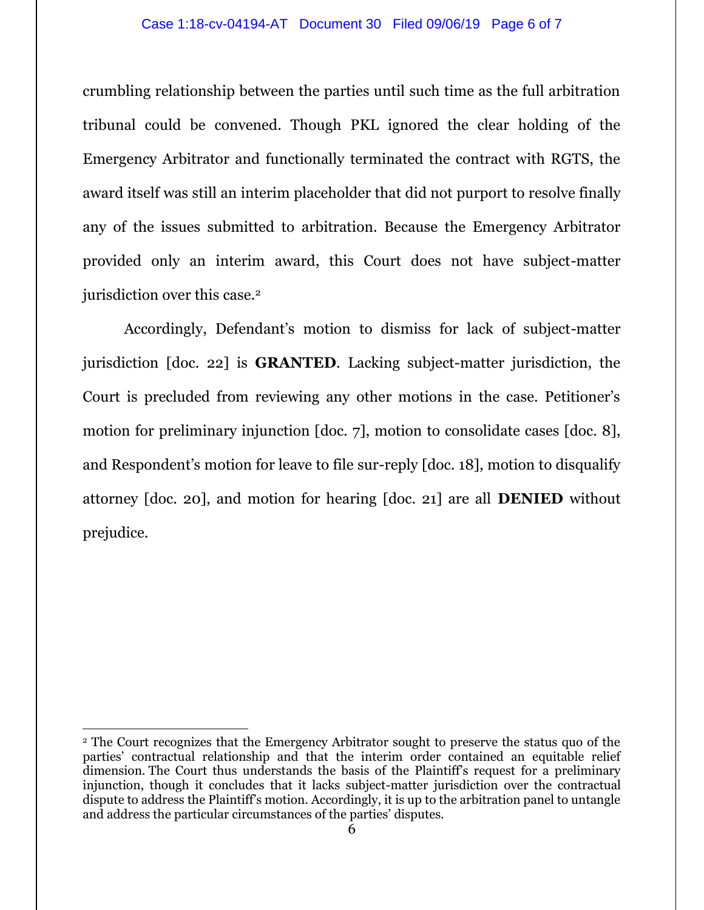crumbling relationship between the parties until such time as the full arbitration tribunal could be convened. Though PKL ignored the clear holding of the Emergency Arbitrator and functionally terminated the contract with RGTS, the award itself was still an interim placeholder that did not purport to resolve finally any of the issues submitted to arbitration. Because the Emergency Arbitrator provided only an interim award, this Court does not have subject-matter jurisdiction over this case.[2]

Accordingly, Defendant's motion to dismiss for lack of subject-matter jurisdiction [doc. 22] is **GRANTED**. Lacking subject-matter jurisdiction, the Court is precluded from reviewing any other motions in the case. Petitioner's motion for preliminary injunction [doc. 7], motion to consolidate cases [doc. 8], and Respondent's motion for leave to file sur-reply [doc. 18], motion to disqualify attorney [doc. 20], and motion for hearing [doc. 21] are all **DENIED** without prejudice.

---

[2] The Court recognizes that the Emergency Arbitrator sought to preserve the status quo of the parties' contractual relationship and that the interim order contained an equitable relief dimension. The Court thus understands the basis of the Plaintiff's request for a preliminary injunction, though it concludes that it lacks subject-matter jurisdiction over the contractual dispute to address the Plaintiff's motion. Accordingly, it is up to the arbitration panel to untangle and address the particular circumstances of the parties' disputes.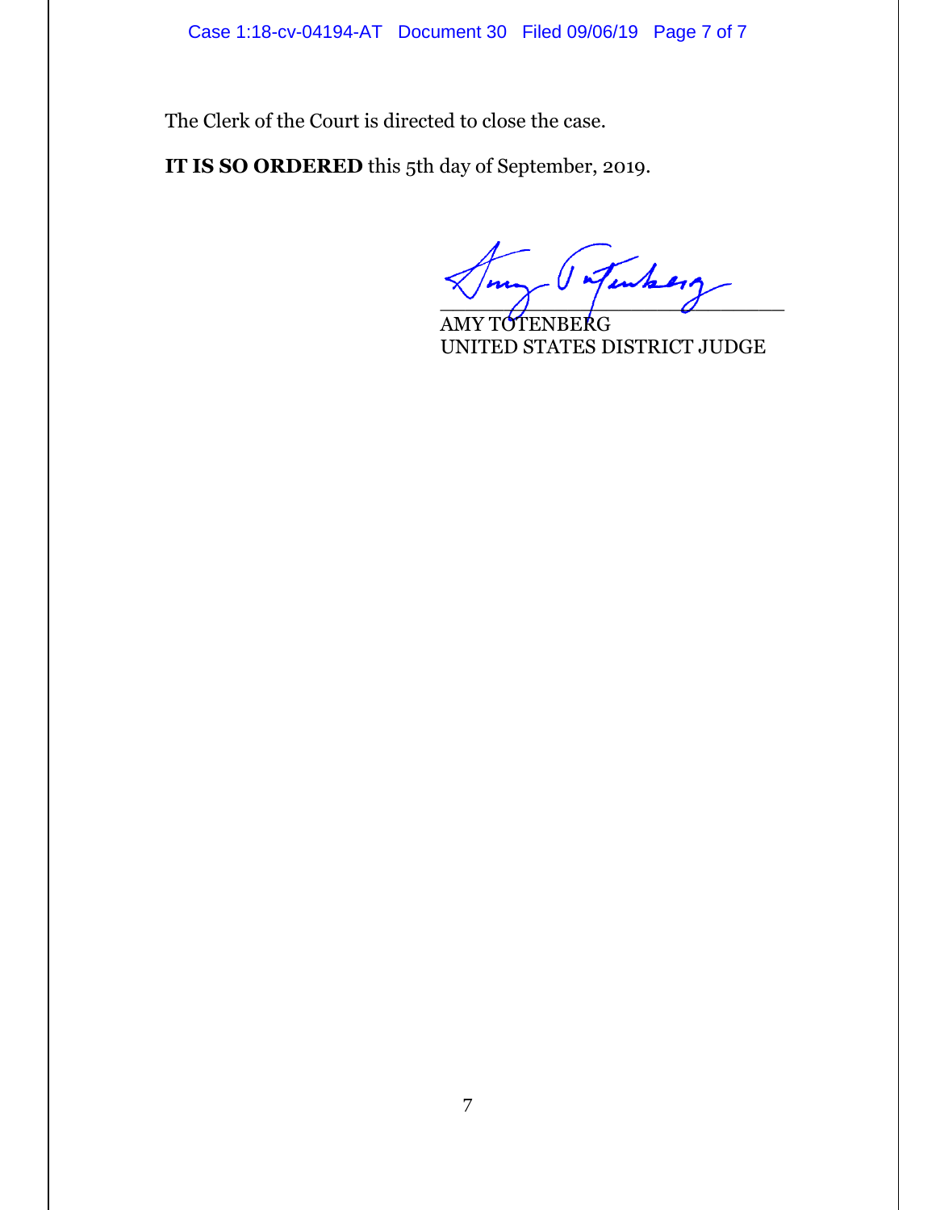The Clerk of the Court is directed to close the case.

**IT IS SO ORDERED** this 5th day of September, 2019.

\_\_\_\_\_\_\_\_\_\_\_\_\_\_\_\_\_\_\_\_\_\_\_\_\_\_\_\_\_\_
AMY TOTENBERG
UNITED STATES DISTRICT JUDGE